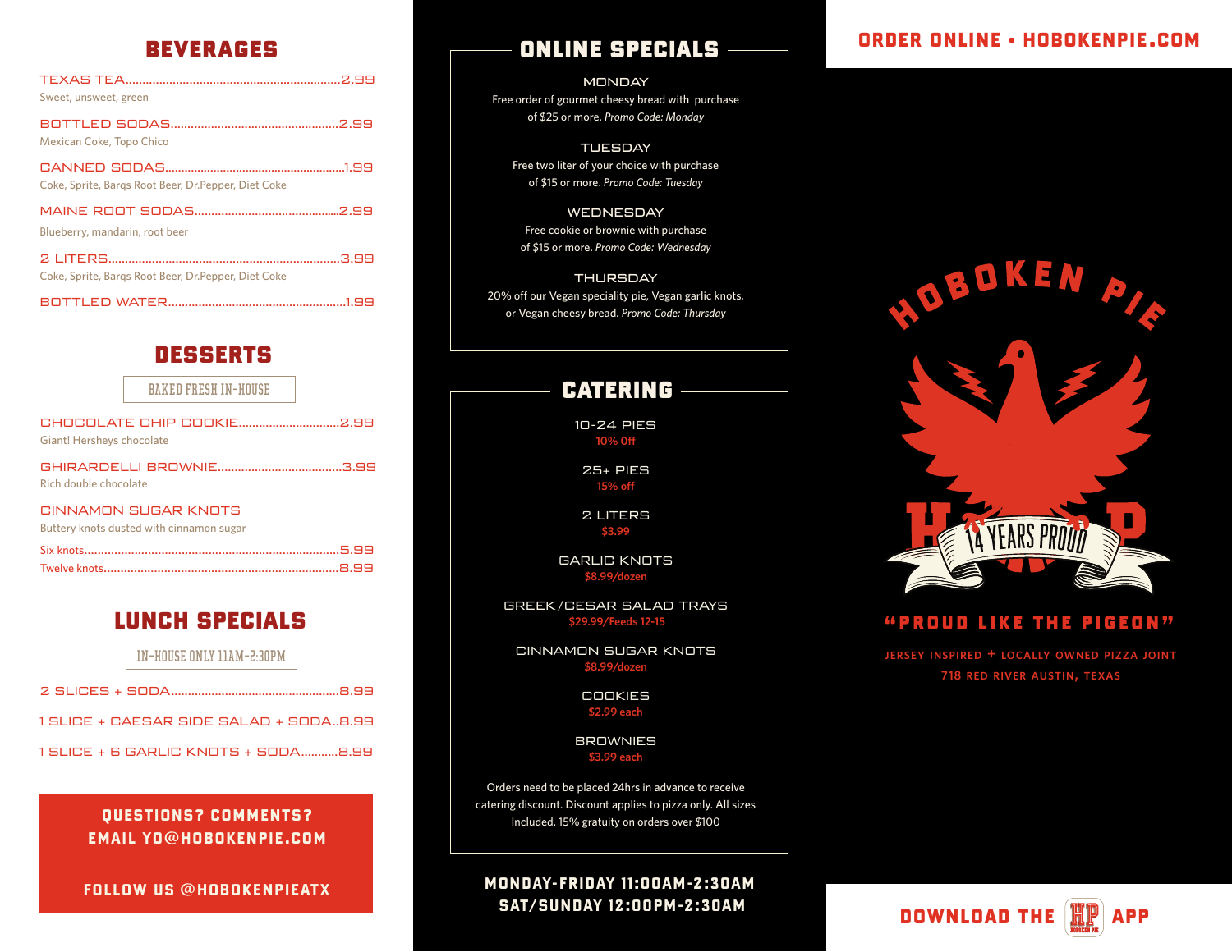## BEVERAGES

**TEXAS TEA**................2.99
Sweet, unsweet, green

**BOTTLED SODAS**................2.99
Mexican Coke, Topo Chico

**CANNED SODAS**................1.99
Coke, Sprite, Barqs Root Beer, Dr.Pepper, Diet Coke

**MAINE ROOT SODAS**................2.99
Blueberry, mandarin, root beer

**2 LITERS**................3.99
Coke, Sprite, Barqs Root Beer, Dr.Pepper, Diet Coke

**BOTTLED WATER**................1.99

## DESSERTS

BAKED FRESH IN-HOUSE

**CHOCOLATE CHIP COOKIE**................2.99
Giant! Hersheys chocolate

**GHIRARDELLI BROWNIE**................3.99
Rich double chocolate

**CINNAMON SUGAR KNOTS**
Buttery knots dusted with cinnamon sugar

Six knots................5.99
Twelve knots................8.99

## LUNCH SPECIALS

IN-HOUSE ONLY 11AM-2:30PM

2 SLICES + SODA................8.99

1 SLICE + CAESAR SIDE SALAD + SODA..8.99

1 SLICE + 6 GARLIC KNOTS + SODA..........8.99

**QUESTIONS? COMMENTS?**
**EMAIL YO@HOBOKENPIE.COM**

**FOLLOW US @HOBOKENPIEATX**

## ONLINE SPECIALS

**MONDAY**
Free order of gourmet cheesy bread with purchase of $25 or more. *Promo Code: Monday*

**TUESDAY**
Free two liter of your choice with purchase of $15 or more. *Promo Code: Tuesday*

**WEDNESDAY**
Free cookie or brownie with purchase of $15 or more. *Promo Code: Wednesday*

**THURSDAY**
20% off our Vegan speciality pie, Vegan garlic knots, or Vegan cheesy bread. *Promo Code: Thursday*

## CATERING

**10-24 PIES**
10% Off

**25+ PIES**
15% off

**2 LITERS**
$3.99

**GARLIC KNOTS**
$8.99/dozen

**GREEK/CESAR SALAD TRAYS**
$29.99/Feeds 12-15

**CINNAMON SUGAR KNOTS**
$8.99/dozen

**COOKIES**
$2.99 each

**BROWNIES**
$3.99 each

Orders need to be placed 24hrs in advance to receive catering discount. Discount applies to pizza only. All sizes Included. 15% gratuity on orders over $100

**MONDAY-FRIDAY 11:00AM-2:30AM**
**SAT/SUNDAY 12:00PM-2:30AM**

**ORDER ONLINE • HOBOKENPIE.COM**

HOBOKEN PIE

HP 14 YEARS PROUD

**"PROUD LIKE THE PIGEON"**

JERSEY INSPIRED + LOCALLY OWNED PIZZA JOINT
718 RED RIVER AUSTIN, TEXAS

**DOWNLOAD THE HP APP**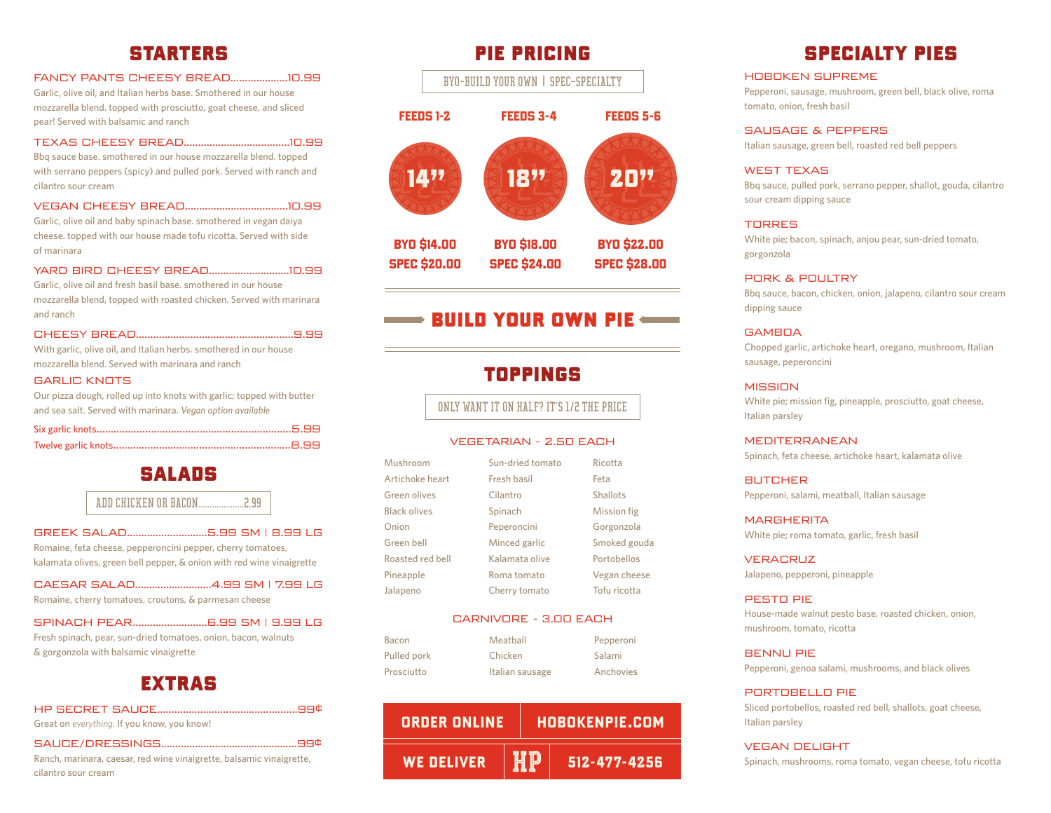# STARTERS

FANCY PANTS CHEESY BREAD....................10.99

Garlic, olive oil, and Italian herbs base. Smothered in our house mozzarella blend. topped with prosciutto, goat cheese, and sliced pear! Served with balsamic and ranch

TEXAS CHEESY BREAD.....................................10.99

Bbq sauce base. smothered in our house mozzarella blend. topped with serrano peppers (spicy) and pulled pork. Served with ranch and cilantro sour cream

VEGAN CHEESY BREAD....................................10.99

Garlic, olive oil and baby spinach base. smothered in vegan daiya cheese. topped with our house made tofu ricotta. Served with side of marinara

YARD BIRD CHEESY BREAD............................10.99

Garlic, olive oil and fresh basil base. smothered in our house mozzarella blend, topped with roasted chicken. Served with marinara and ranch

CHEESY BREAD.......................................................9.99

With garlic, olive oil, and Italian herbs. smothered in our house mozzarella blend. Served with marinara and ranch

GARLIC KNOTS

Our pizza dough, rolled up into knots with garlic; topped with butter and sea salt. Served with marinara. *Vegan option available*

Six garlic knots....................................................................5.99

Twelve garlic knots..............................................................8.99

# SALADS

ADD CHICKEN OR BACON....................2.99

GREEK SALAD............................5.99 SM | 8.99 LG

Romaine, feta cheese, pepperoncini pepper, cherry tomatoes, kalamata olives, green bell pepper, & onion with red wine vinaigrette

CAESAR SALAD...........................4.99 SM | 7.99 LG

Romaine, cherry tomatoes, croutons, & parmesan cheese

SPINACH PEAR..........................6.99 SM | 9.99 LG

Fresh spinach, pear, sun-dried tomatoes, onion, bacon, walnuts & gorgonzola with balsamic vinaigrette

# EXTRAS

HP SECRET SAUCE.................................................99¢

Great on *everything*. If you know, you know!

SAUCE/DRESSINGS...............................................99¢

Ranch, marinara, caesar, red wine vinaigrette, balsamic vinaigrette, cilantro sour cream

# PIE PRICING

BYO-BUILD YOUR OWN | SPEC-SPECIALTY

| FEEDS 1-2 | FEEDS 3-4 | FEEDS 5-6 |
|---|---|---|
| 14" | 18" | 20" |
| BYO $14.00 | BYO $18.00 | BYO $22.00 |
| SPEC $20.00 | SPEC $24.00 | SPEC $28.00 |

# BUILD YOUR OWN PIE

## TOPPINGS

ONLY WANT IT ON HALF? IT'S 1/2 THE PRICE

### VEGETARIAN - 2.50 EACH

| | | |
|---|---|---|
| Mushroom | Sun-dried tomato | Ricotta |
| Artichoke heart | Fresh basil | Feta |
| Green olives | Cilantro | Shallots |
| Black olives | Spinach | Mission fig |
| Onion | Peperoncini | Gorgonzola |
| Green bell | Minced garlic | Smoked gouda |
| Roasted red bell | Kalamata olive | Portobellos |
| Pineapple | Roma tomato | Vegan cheese |
| Jalapeno | Cherry tomato | Tofu ricotta |

### CARNIVORE - 3.00 EACH

| | | |
|---|---|---|
| Bacon | Meatball | Pepperoni |
| Pulled pork | Chicken | Salami |
| Prosciutto | Italian sausage | Anchovies |

ORDER ONLINE | HOBOKENPIE.COM

WE DELIVER | HP | 512-477-4256

# SPECIALTY PIES

HOBOKEN SUPREME

Pepperoni, sausage, mushroom, green bell, black olive, roma tomato, onion, fresh basil

SAUSAGE & PEPPERS

Italian sausage, green bell, roasted red bell peppers

WEST TEXAS

Bbq sauce, pulled pork, serrano pepper, shallot, gouda, cilantro sour cream dipping sauce

TORRES

White pie; bacon, spinach, anjou pear, sun-dried tomato, gorgonzola

PORK & POULTRY

Bbq sauce, bacon, chicken, onion, jalapeno, cilantro sour cream dipping sauce

GAMBOA

Chopped garlic, artichoke heart, oregano, mushroom, Italian sausage, peperoncini

MISSION

White pie; mission fig, pineapple, prosciutto, goat cheese, Italian parsley

MEDITERRANEAN

Spinach, feta cheese, artichoke heart, kalamata olive

BUTCHER

Pepperoni, salami, meatball, Italian sausage

MARGHERITA

White pie; roma tomato, garlic, fresh basil

VERACRUZ

Jalapeno, pepperoni, pineapple

PESTO PIE

House-made walnut pesto base, roasted chicken, onion, mushroom, tomato, ricotta

BENNU PIE

Pepperoni, genoa salami, mushrooms, and black olives

PORTOBELLO PIE

Sliced portobellos, roasted red bell, shallots, goat cheese, Italian parsley

VEGAN DELIGHT

Spinach, mushrooms, roma tomato, vegan cheese, tofu ricotta